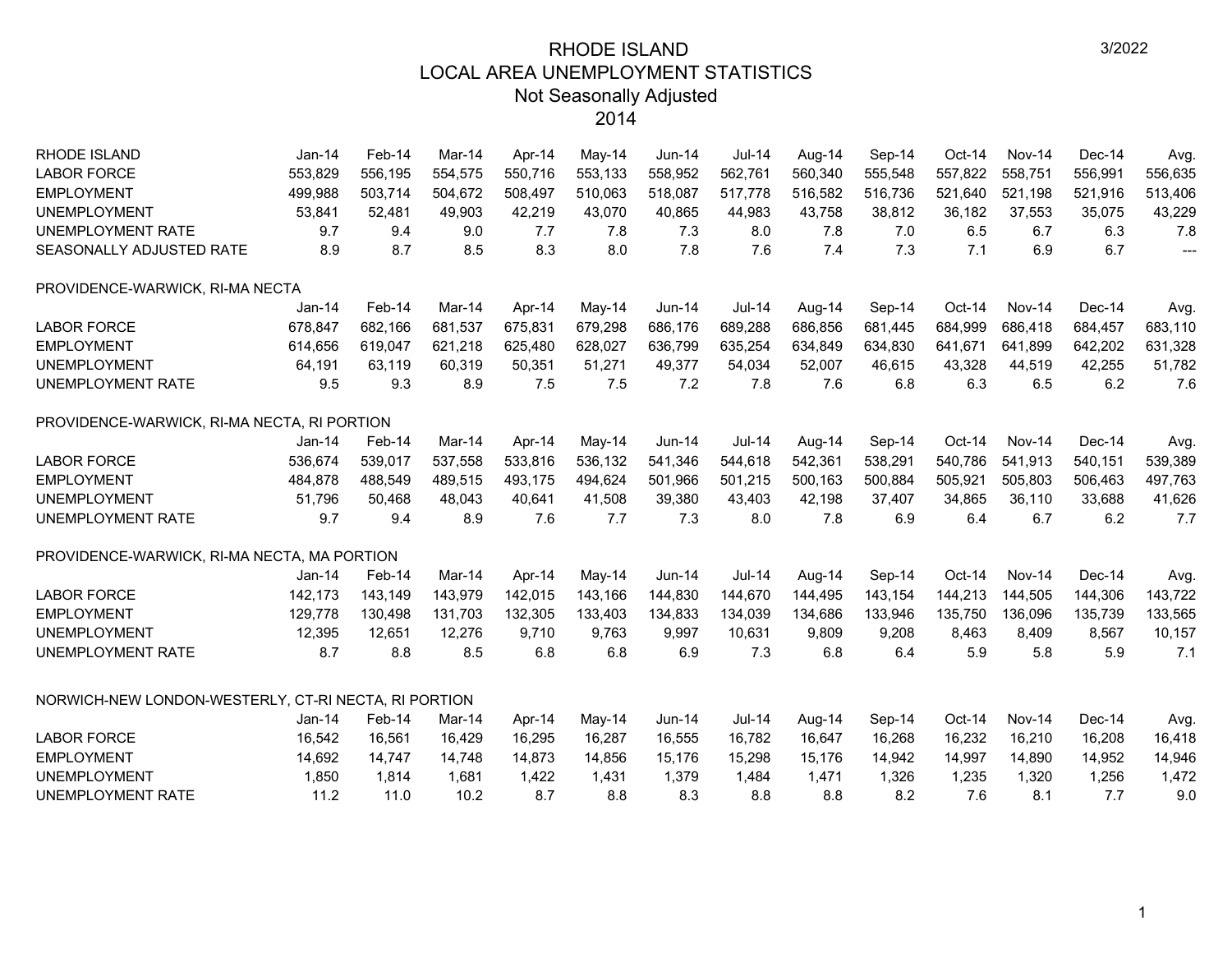# RHODE ISLAND
## LOCAL AREA UNEMPLOYMENT STATISTICS
### Not Seasonally Adjusted
### 2014

3/2022

| RHODE ISLAND | Jan-14 | Feb-14 | Mar-14 | Apr-14 | May-14 | Jun-14 | Jul-14 | Aug-14 | Sep-14 | Oct-14 | Nov-14 | Dec-14 | Avg. |
|---|---|---|---|---|---|---|---|---|---|---|---|---|---|
| LABOR FORCE | 553,829 | 556,195 | 554,575 | 550,716 | 553,133 | 558,952 | 562,761 | 560,340 | 555,548 | 557,822 | 558,751 | 556,991 | 556,635 |
| EMPLOYMENT | 499,988 | 503,714 | 504,672 | 508,497 | 510,063 | 518,087 | 517,778 | 516,582 | 516,736 | 521,640 | 521,198 | 521,916 | 513,406 |
| UNEMPLOYMENT | 53,841 | 52,481 | 49,903 | 42,219 | 43,070 | 40,865 | 44,983 | 43,758 | 38,812 | 36,182 | 37,553 | 35,075 | 43,229 |
| UNEMPLOYMENT RATE | 9.7 | 9.4 | 9.0 | 7.7 | 7.8 | 7.3 | 8.0 | 7.8 | 7.0 | 6.5 | 6.7 | 6.3 | 7.8 |
| SEASONALLY ADJUSTED RATE | 8.9 | 8.7 | 8.5 | 8.3 | 8.0 | 7.8 | 7.6 | 7.4 | 7.3 | 7.1 | 6.9 | 6.7 | --- |

PROVIDENCE-WARWICK, RI-MA NECTA

| | Jan-14 | Feb-14 | Mar-14 | Apr-14 | May-14 | Jun-14 | Jul-14 | Aug-14 | Sep-14 | Oct-14 | Nov-14 | Dec-14 | Avg. |
|---|---|---|---|---|---|---|---|---|---|---|---|---|---|
| LABOR FORCE | 678,847 | 682,166 | 681,537 | 675,831 | 679,298 | 686,176 | 689,288 | 686,856 | 681,445 | 684,999 | 686,418 | 684,457 | 683,110 |
| EMPLOYMENT | 614,656 | 619,047 | 621,218 | 625,480 | 628,027 | 636,799 | 635,254 | 634,849 | 634,830 | 641,671 | 641,899 | 642,202 | 631,328 |
| UNEMPLOYMENT | 64,191 | 63,119 | 60,319 | 50,351 | 51,271 | 49,377 | 54,034 | 52,007 | 46,615 | 43,328 | 44,519 | 42,255 | 51,782 |
| UNEMPLOYMENT RATE | 9.5 | 9.3 | 8.9 | 7.5 | 7.5 | 7.2 | 7.8 | 7.6 | 6.8 | 6.3 | 6.5 | 6.2 | 7.6 |

PROVIDENCE-WARWICK, RI-MA NECTA, RI PORTION

| | Jan-14 | Feb-14 | Mar-14 | Apr-14 | May-14 | Jun-14 | Jul-14 | Aug-14 | Sep-14 | Oct-14 | Nov-14 | Dec-14 | Avg. |
|---|---|---|---|---|---|---|---|---|---|---|---|---|---|
| LABOR FORCE | 536,674 | 539,017 | 537,558 | 533,816 | 536,132 | 541,346 | 544,618 | 542,361 | 538,291 | 540,786 | 541,913 | 540,151 | 539,389 |
| EMPLOYMENT | 484,878 | 488,549 | 489,515 | 493,175 | 494,624 | 501,966 | 501,215 | 500,163 | 500,884 | 505,921 | 505,803 | 506,463 | 497,763 |
| UNEMPLOYMENT | 51,796 | 50,468 | 48,043 | 40,641 | 41,508 | 39,380 | 43,403 | 42,198 | 37,407 | 34,865 | 36,110 | 33,688 | 41,626 |
| UNEMPLOYMENT RATE | 9.7 | 9.4 | 8.9 | 7.6 | 7.7 | 7.3 | 8.0 | 7.8 | 6.9 | 6.4 | 6.7 | 6.2 | 7.7 |

PROVIDENCE-WARWICK, RI-MA NECTA, MA PORTION

| | Jan-14 | Feb-14 | Mar-14 | Apr-14 | May-14 | Jun-14 | Jul-14 | Aug-14 | Sep-14 | Oct-14 | Nov-14 | Dec-14 | Avg. |
|---|---|---|---|---|---|---|---|---|---|---|---|---|---|
| LABOR FORCE | 142,173 | 143,149 | 143,979 | 142,015 | 143,166 | 144,830 | 144,670 | 144,495 | 143,154 | 144,213 | 144,505 | 144,306 | 143,722 |
| EMPLOYMENT | 129,778 | 130,498 | 131,703 | 132,305 | 133,403 | 134,833 | 134,039 | 134,686 | 133,946 | 135,750 | 136,096 | 135,739 | 133,565 |
| UNEMPLOYMENT | 12,395 | 12,651 | 12,276 | 9,710 | 9,763 | 9,997 | 10,631 | 9,809 | 9,208 | 8,463 | 8,409 | 8,567 | 10,157 |
| UNEMPLOYMENT RATE | 8.7 | 8.8 | 8.5 | 6.8 | 6.8 | 6.9 | 7.3 | 6.8 | 6.4 | 5.9 | 5.8 | 5.9 | 7.1 |

NORWICH-NEW LONDON-WESTERLY, CT-RI NECTA, RI PORTION

| | Jan-14 | Feb-14 | Mar-14 | Apr-14 | May-14 | Jun-14 | Jul-14 | Aug-14 | Sep-14 | Oct-14 | Nov-14 | Dec-14 | Avg. |
|---|---|---|---|---|---|---|---|---|---|---|---|---|---|
| LABOR FORCE | 16,542 | 16,561 | 16,429 | 16,295 | 16,287 | 16,555 | 16,782 | 16,647 | 16,268 | 16,232 | 16,210 | 16,208 | 16,418 |
| EMPLOYMENT | 14,692 | 14,747 | 14,748 | 14,873 | 14,856 | 15,176 | 15,298 | 15,176 | 14,942 | 14,997 | 14,890 | 14,952 | 14,946 |
| UNEMPLOYMENT | 1,850 | 1,814 | 1,681 | 1,422 | 1,431 | 1,379 | 1,484 | 1,471 | 1,326 | 1,235 | 1,320 | 1,256 | 1,472 |
| UNEMPLOYMENT RATE | 11.2 | 11.0 | 10.2 | 8.7 | 8.8 | 8.3 | 8.8 | 8.8 | 8.2 | 7.6 | 8.1 | 7.7 | 9.0 |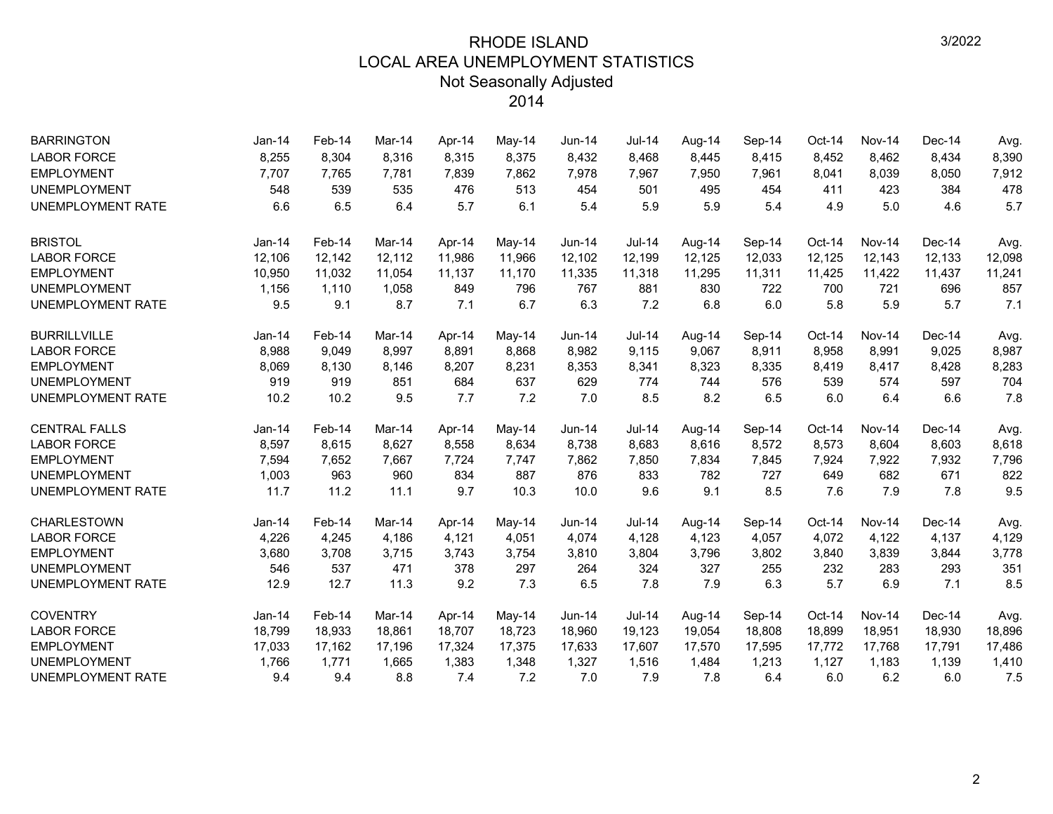# RHODE ISLAND
## LOCAL AREA UNEMPLOYMENT STATISTICS
### Not Seasonally Adjusted
### 2014

3/2022

| BARRINGTON | Jan-14 | Feb-14 | Mar-14 | Apr-14 | May-14 | Jun-14 | Jul-14 | Aug-14 | Sep-14 | Oct-14 | Nov-14 | Dec-14 | Avg. |
|---|---|---|---|---|---|---|---|---|---|---|---|---|---|
| LABOR FORCE | 8,255 | 8,304 | 8,316 | 8,315 | 8,375 | 8,432 | 8,468 | 8,445 | 8,415 | 8,452 | 8,462 | 8,434 | 8,390 |
| EMPLOYMENT | 7,707 | 7,765 | 7,781 | 7,839 | 7,862 | 7,978 | 7,967 | 7,950 | 7,961 | 8,041 | 8,039 | 8,050 | 7,912 |
| UNEMPLOYMENT | 548 | 539 | 535 | 476 | 513 | 454 | 501 | 495 | 454 | 411 | 423 | 384 | 478 |
| UNEMPLOYMENT RATE | 6.6 | 6.5 | 6.4 | 5.7 | 6.1 | 5.4 | 5.9 | 5.9 | 5.4 | 4.9 | 5.0 | 4.6 | 5.7 |

| BRISTOL | Jan-14 | Feb-14 | Mar-14 | Apr-14 | May-14 | Jun-14 | Jul-14 | Aug-14 | Sep-14 | Oct-14 | Nov-14 | Dec-14 | Avg. |
|---|---|---|---|---|---|---|---|---|---|---|---|---|---|
| LABOR FORCE | 12,106 | 12,142 | 12,112 | 11,986 | 11,966 | 12,102 | 12,199 | 12,125 | 12,033 | 12,125 | 12,143 | 12,133 | 12,098 |
| EMPLOYMENT | 10,950 | 11,032 | 11,054 | 11,137 | 11,170 | 11,335 | 11,318 | 11,295 | 11,311 | 11,425 | 11,422 | 11,437 | 11,241 |
| UNEMPLOYMENT | 1,156 | 1,110 | 1,058 | 849 | 796 | 767 | 881 | 830 | 722 | 700 | 721 | 696 | 857 |
| UNEMPLOYMENT RATE | 9.5 | 9.1 | 8.7 | 7.1 | 6.7 | 6.3 | 7.2 | 6.8 | 6.0 | 5.8 | 5.9 | 5.7 | 7.1 |

| BURRILLVILLE | Jan-14 | Feb-14 | Mar-14 | Apr-14 | May-14 | Jun-14 | Jul-14 | Aug-14 | Sep-14 | Oct-14 | Nov-14 | Dec-14 | Avg. |
|---|---|---|---|---|---|---|---|---|---|---|---|---|---|
| LABOR FORCE | 8,988 | 9,049 | 8,997 | 8,891 | 8,868 | 8,982 | 9,115 | 9,067 | 8,911 | 8,958 | 8,991 | 9,025 | 8,987 |
| EMPLOYMENT | 8,069 | 8,130 | 8,146 | 8,207 | 8,231 | 8,353 | 8,341 | 8,323 | 8,335 | 8,419 | 8,417 | 8,428 | 8,283 |
| UNEMPLOYMENT | 919 | 919 | 851 | 684 | 637 | 629 | 774 | 744 | 576 | 539 | 574 | 597 | 704 |
| UNEMPLOYMENT RATE | 10.2 | 10.2 | 9.5 | 7.7 | 7.2 | 7.0 | 8.5 | 8.2 | 6.5 | 6.0 | 6.4 | 6.6 | 7.8 |

| CENTRAL FALLS | Jan-14 | Feb-14 | Mar-14 | Apr-14 | May-14 | Jun-14 | Jul-14 | Aug-14 | Sep-14 | Oct-14 | Nov-14 | Dec-14 | Avg. |
|---|---|---|---|---|---|---|---|---|---|---|---|---|---|
| LABOR FORCE | 8,597 | 8,615 | 8,627 | 8,558 | 8,634 | 8,738 | 8,683 | 8,616 | 8,572 | 8,573 | 8,604 | 8,603 | 8,618 |
| EMPLOYMENT | 7,594 | 7,652 | 7,667 | 7,724 | 7,747 | 7,862 | 7,850 | 7,834 | 7,845 | 7,924 | 7,922 | 7,932 | 7,796 |
| UNEMPLOYMENT | 1,003 | 963 | 960 | 834 | 887 | 876 | 833 | 782 | 727 | 649 | 682 | 671 | 822 |
| UNEMPLOYMENT RATE | 11.7 | 11.2 | 11.1 | 9.7 | 10.3 | 10.0 | 9.6 | 9.1 | 8.5 | 7.6 | 7.9 | 7.8 | 9.5 |

| CHARLESTOWN | Jan-14 | Feb-14 | Mar-14 | Apr-14 | May-14 | Jun-14 | Jul-14 | Aug-14 | Sep-14 | Oct-14 | Nov-14 | Dec-14 | Avg. |
|---|---|---|---|---|---|---|---|---|---|---|---|---|---|
| LABOR FORCE | 4,226 | 4,245 | 4,186 | 4,121 | 4,051 | 4,074 | 4,128 | 4,123 | 4,057 | 4,072 | 4,122 | 4,137 | 4,129 |
| EMPLOYMENT | 3,680 | 3,708 | 3,715 | 3,743 | 3,754 | 3,810 | 3,804 | 3,796 | 3,802 | 3,840 | 3,839 | 3,844 | 3,778 |
| UNEMPLOYMENT | 546 | 537 | 471 | 378 | 297 | 264 | 324 | 327 | 255 | 232 | 283 | 293 | 351 |
| UNEMPLOYMENT RATE | 12.9 | 12.7 | 11.3 | 9.2 | 7.3 | 6.5 | 7.8 | 7.9 | 6.3 | 5.7 | 6.9 | 7.1 | 8.5 |

| COVENTRY | Jan-14 | Feb-14 | Mar-14 | Apr-14 | May-14 | Jun-14 | Jul-14 | Aug-14 | Sep-14 | Oct-14 | Nov-14 | Dec-14 | Avg. |
|---|---|---|---|---|---|---|---|---|---|---|---|---|---|
| LABOR FORCE | 18,799 | 18,933 | 18,861 | 18,707 | 18,723 | 18,960 | 19,123 | 19,054 | 18,808 | 18,899 | 18,951 | 18,930 | 18,896 |
| EMPLOYMENT | 17,033 | 17,162 | 17,196 | 17,324 | 17,375 | 17,633 | 17,607 | 17,570 | 17,595 | 17,772 | 17,768 | 17,791 | 17,486 |
| UNEMPLOYMENT | 1,766 | 1,771 | 1,665 | 1,383 | 1,348 | 1,327 | 1,516 | 1,484 | 1,213 | 1,127 | 1,183 | 1,139 | 1,410 |
| UNEMPLOYMENT RATE | 9.4 | 9.4 | 8.8 | 7.4 | 7.2 | 7.0 | 7.9 | 7.8 | 6.4 | 6.0 | 6.2 | 6.0 | 7.5 |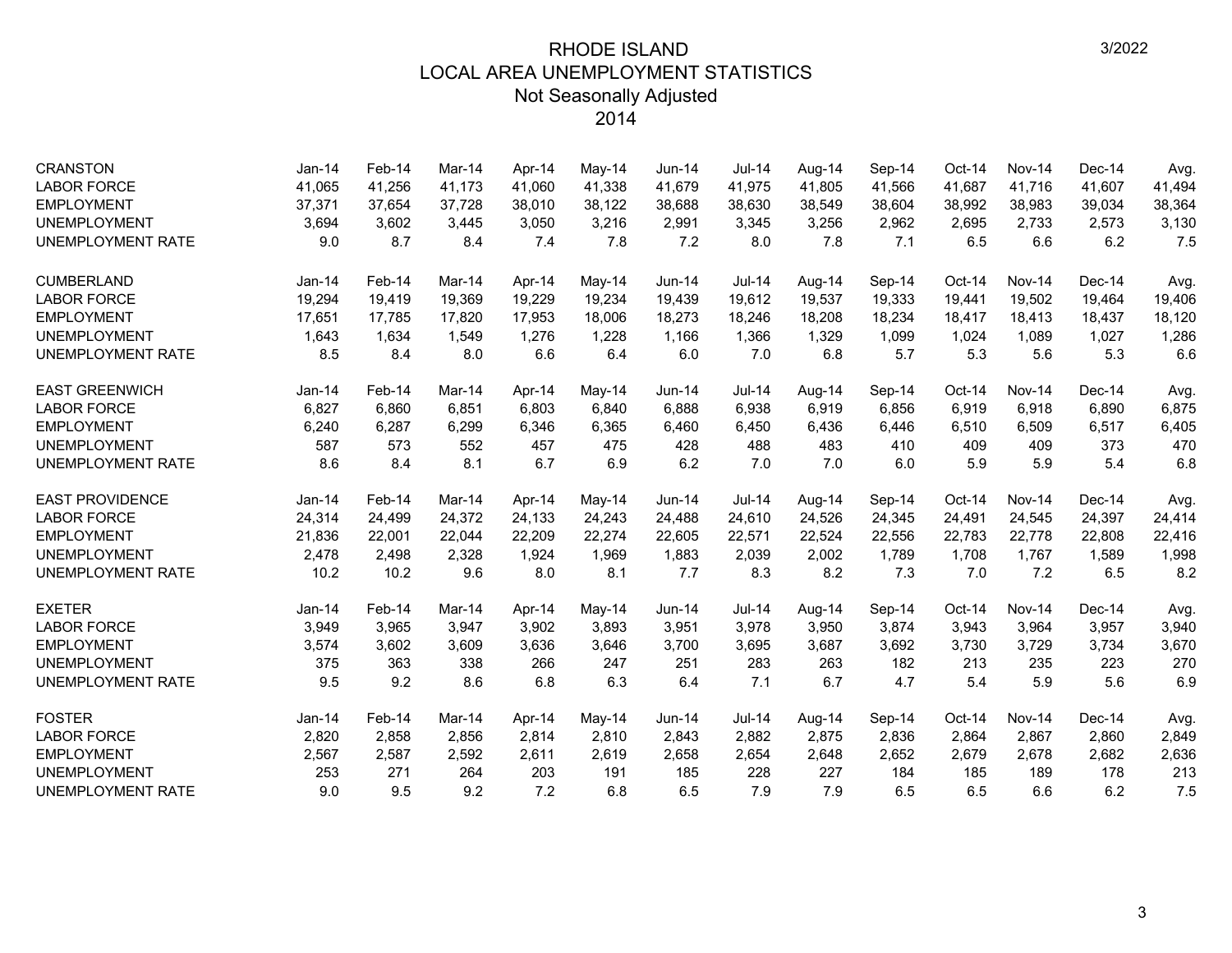# RHODE ISLAND
## LOCAL AREA UNEMPLOYMENT STATISTICS
### Not Seasonally Adjusted
### 2014

| CRANSTON | Jan-14 | Feb-14 | Mar-14 | Apr-14 | May-14 | Jun-14 | Jul-14 | Aug-14 | Sep-14 | Oct-14 | Nov-14 | Dec-14 | Avg. |
|---|---|---|---|---|---|---|---|---|---|---|---|---|---|
| LABOR FORCE | 41,065 | 41,256 | 41,173 | 41,060 | 41,338 | 41,679 | 41,975 | 41,805 | 41,566 | 41,687 | 41,716 | 41,607 | 41,494 |
| EMPLOYMENT | 37,371 | 37,654 | 37,728 | 38,010 | 38,122 | 38,688 | 38,630 | 38,549 | 38,604 | 38,992 | 38,983 | 39,034 | 38,364 |
| UNEMPLOYMENT | 3,694 | 3,602 | 3,445 | 3,050 | 3,216 | 2,991 | 3,345 | 3,256 | 2,962 | 2,695 | 2,733 | 2,573 | 3,130 |
| UNEMPLOYMENT RATE | 9.0 | 8.7 | 8.4 | 7.4 | 7.8 | 7.2 | 8.0 | 7.8 | 7.1 | 6.5 | 6.6 | 6.2 | 7.5 |

| CUMBERLAND | Jan-14 | Feb-14 | Mar-14 | Apr-14 | May-14 | Jun-14 | Jul-14 | Aug-14 | Sep-14 | Oct-14 | Nov-14 | Dec-14 | Avg. |
|---|---|---|---|---|---|---|---|---|---|---|---|---|---|
| LABOR FORCE | 19,294 | 19,419 | 19,369 | 19,229 | 19,234 | 19,439 | 19,612 | 19,537 | 19,333 | 19,441 | 19,502 | 19,464 | 19,406 |
| EMPLOYMENT | 17,651 | 17,785 | 17,820 | 17,953 | 18,006 | 18,273 | 18,246 | 18,208 | 18,234 | 18,417 | 18,413 | 18,437 | 18,120 |
| UNEMPLOYMENT | 1,643 | 1,634 | 1,549 | 1,276 | 1,228 | 1,166 | 1,366 | 1,329 | 1,099 | 1,024 | 1,089 | 1,027 | 1,286 |
| UNEMPLOYMENT RATE | 8.5 | 8.4 | 8.0 | 6.6 | 6.4 | 6.0 | 7.0 | 6.8 | 5.7 | 5.3 | 5.6 | 5.3 | 6.6 |

| EAST GREENWICH | Jan-14 | Feb-14 | Mar-14 | Apr-14 | May-14 | Jun-14 | Jul-14 | Aug-14 | Sep-14 | Oct-14 | Nov-14 | Dec-14 | Avg. |
|---|---|---|---|---|---|---|---|---|---|---|---|---|---|
| LABOR FORCE | 6,827 | 6,860 | 6,851 | 6,803 | 6,840 | 6,888 | 6,938 | 6,919 | 6,856 | 6,919 | 6,918 | 6,890 | 6,875 |
| EMPLOYMENT | 6,240 | 6,287 | 6,299 | 6,346 | 6,365 | 6,460 | 6,450 | 6,436 | 6,446 | 6,510 | 6,509 | 6,517 | 6,405 |
| UNEMPLOYMENT | 587 | 573 | 552 | 457 | 475 | 428 | 488 | 483 | 410 | 409 | 409 | 373 | 470 |
| UNEMPLOYMENT RATE | 8.6 | 8.4 | 8.1 | 6.7 | 6.9 | 6.2 | 7.0 | 7.0 | 6.0 | 5.9 | 5.9 | 5.4 | 6.8 |

| EAST PROVIDENCE | Jan-14 | Feb-14 | Mar-14 | Apr-14 | May-14 | Jun-14 | Jul-14 | Aug-14 | Sep-14 | Oct-14 | Nov-14 | Dec-14 | Avg. |
|---|---|---|---|---|---|---|---|---|---|---|---|---|---|
| LABOR FORCE | 24,314 | 24,499 | 24,372 | 24,133 | 24,243 | 24,488 | 24,610 | 24,526 | 24,345 | 24,491 | 24,545 | 24,397 | 24,414 |
| EMPLOYMENT | 21,836 | 22,001 | 22,044 | 22,209 | 22,274 | 22,605 | 22,571 | 22,524 | 22,556 | 22,783 | 22,778 | 22,808 | 22,416 |
| UNEMPLOYMENT | 2,478 | 2,498 | 2,328 | 1,924 | 1,969 | 1,883 | 2,039 | 2,002 | 1,789 | 1,708 | 1,767 | 1,589 | 1,998 |
| UNEMPLOYMENT RATE | 10.2 | 10.2 | 9.6 | 8.0 | 8.1 | 7.7 | 8.3 | 8.2 | 7.3 | 7.0 | 7.2 | 6.5 | 8.2 |

| EXETER | Jan-14 | Feb-14 | Mar-14 | Apr-14 | May-14 | Jun-14 | Jul-14 | Aug-14 | Sep-14 | Oct-14 | Nov-14 | Dec-14 | Avg. |
|---|---|---|---|---|---|---|---|---|---|---|---|---|---|
| LABOR FORCE | 3,949 | 3,965 | 3,947 | 3,902 | 3,893 | 3,951 | 3,978 | 3,950 | 3,874 | 3,943 | 3,964 | 3,957 | 3,940 |
| EMPLOYMENT | 3,574 | 3,602 | 3,609 | 3,636 | 3,646 | 3,700 | 3,695 | 3,687 | 3,692 | 3,730 | 3,729 | 3,734 | 3,670 |
| UNEMPLOYMENT | 375 | 363 | 338 | 266 | 247 | 251 | 283 | 263 | 182 | 213 | 235 | 223 | 270 |
| UNEMPLOYMENT RATE | 9.5 | 9.2 | 8.6 | 6.8 | 6.3 | 6.4 | 7.1 | 6.7 | 4.7 | 5.4 | 5.9 | 5.6 | 6.9 |

| FOSTER | Jan-14 | Feb-14 | Mar-14 | Apr-14 | May-14 | Jun-14 | Jul-14 | Aug-14 | Sep-14 | Oct-14 | Nov-14 | Dec-14 | Avg. |
|---|---|---|---|---|---|---|---|---|---|---|---|---|---|
| LABOR FORCE | 2,820 | 2,858 | 2,856 | 2,814 | 2,810 | 2,843 | 2,882 | 2,875 | 2,836 | 2,864 | 2,867 | 2,860 | 2,849 |
| EMPLOYMENT | 2,567 | 2,587 | 2,592 | 2,611 | 2,619 | 2,658 | 2,654 | 2,648 | 2,652 | 2,679 | 2,678 | 2,682 | 2,636 |
| UNEMPLOYMENT | 253 | 271 | 264 | 203 | 191 | 185 | 228 | 227 | 184 | 185 | 189 | 178 | 213 |
| UNEMPLOYMENT RATE | 9.0 | 9.5 | 9.2 | 7.2 | 6.8 | 6.5 | 7.9 | 7.9 | 6.5 | 6.5 | 6.6 | 6.2 | 7.5 |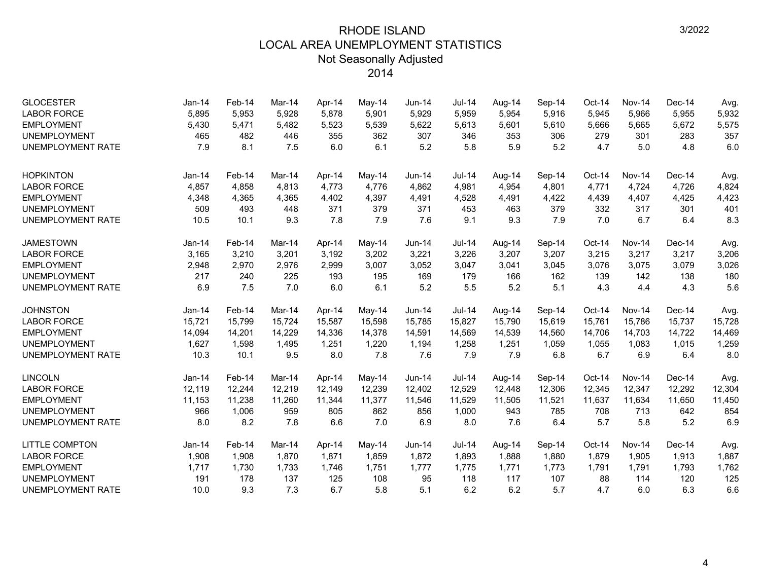# RHODE ISLAND
## LOCAL AREA UNEMPLOYMENT STATISTICS
### Not Seasonally Adjusted
### 2014

| GLOCESTER | Jan-14 | Feb-14 | Mar-14 | Apr-14 | May-14 | Jun-14 | Jul-14 | Aug-14 | Sep-14 | Oct-14 | Nov-14 | Dec-14 | Avg. |
|---|---|---|---|---|---|---|---|---|---|---|---|---|---|
| LABOR FORCE | 5,895 | 5,953 | 5,928 | 5,878 | 5,901 | 5,929 | 5,959 | 5,954 | 5,916 | 5,945 | 5,966 | 5,955 | 5,932 |
| EMPLOYMENT | 5,430 | 5,471 | 5,482 | 5,523 | 5,539 | 5,622 | 5,613 | 5,601 | 5,610 | 5,666 | 5,665 | 5,672 | 5,575 |
| UNEMPLOYMENT | 465 | 482 | 446 | 355 | 362 | 307 | 346 | 353 | 306 | 279 | 301 | 283 | 357 |
| UNEMPLOYMENT RATE | 7.9 | 8.1 | 7.5 | 6.0 | 6.1 | 5.2 | 5.8 | 5.9 | 5.2 | 4.7 | 5.0 | 4.8 | 6.0 |

| HOPKINTON | Jan-14 | Feb-14 | Mar-14 | Apr-14 | May-14 | Jun-14 | Jul-14 | Aug-14 | Sep-14 | Oct-14 | Nov-14 | Dec-14 | Avg. |
|---|---|---|---|---|---|---|---|---|---|---|---|---|---|
| LABOR FORCE | 4,857 | 4,858 | 4,813 | 4,773 | 4,776 | 4,862 | 4,981 | 4,954 | 4,801 | 4,771 | 4,724 | 4,726 | 4,824 |
| EMPLOYMENT | 4,348 | 4,365 | 4,365 | 4,402 | 4,397 | 4,491 | 4,528 | 4,491 | 4,422 | 4,439 | 4,407 | 4,425 | 4,423 |
| UNEMPLOYMENT | 509 | 493 | 448 | 371 | 379 | 371 | 453 | 463 | 379 | 332 | 317 | 301 | 401 |
| UNEMPLOYMENT RATE | 10.5 | 10.1 | 9.3 | 7.8 | 7.9 | 7.6 | 9.1 | 9.3 | 7.9 | 7.0 | 6.7 | 6.4 | 8.3 |

| JAMESTOWN | Jan-14 | Feb-14 | Mar-14 | Apr-14 | May-14 | Jun-14 | Jul-14 | Aug-14 | Sep-14 | Oct-14 | Nov-14 | Dec-14 | Avg. |
|---|---|---|---|---|---|---|---|---|---|---|---|---|---|
| LABOR FORCE | 3,165 | 3,210 | 3,201 | 3,192 | 3,202 | 3,221 | 3,226 | 3,207 | 3,207 | 3,215 | 3,217 | 3,217 | 3,206 |
| EMPLOYMENT | 2,948 | 2,970 | 2,976 | 2,999 | 3,007 | 3,052 | 3,047 | 3,041 | 3,045 | 3,076 | 3,075 | 3,079 | 3,026 |
| UNEMPLOYMENT | 217 | 240 | 225 | 193 | 195 | 169 | 179 | 166 | 162 | 139 | 142 | 138 | 180 |
| UNEMPLOYMENT RATE | 6.9 | 7.5 | 7.0 | 6.0 | 6.1 | 5.2 | 5.5 | 5.2 | 5.1 | 4.3 | 4.4 | 4.3 | 5.6 |

| JOHNSTON | Jan-14 | Feb-14 | Mar-14 | Apr-14 | May-14 | Jun-14 | Jul-14 | Aug-14 | Sep-14 | Oct-14 | Nov-14 | Dec-14 | Avg. |
|---|---|---|---|---|---|---|---|---|---|---|---|---|---|
| LABOR FORCE | 15,721 | 15,799 | 15,724 | 15,587 | 15,598 | 15,785 | 15,827 | 15,790 | 15,619 | 15,761 | 15,786 | 15,737 | 15,728 |
| EMPLOYMENT | 14,094 | 14,201 | 14,229 | 14,336 | 14,378 | 14,591 | 14,569 | 14,539 | 14,560 | 14,706 | 14,703 | 14,722 | 14,469 |
| UNEMPLOYMENT | 1,627 | 1,598 | 1,495 | 1,251 | 1,220 | 1,194 | 1,258 | 1,251 | 1,059 | 1,055 | 1,083 | 1,015 | 1,259 |
| UNEMPLOYMENT RATE | 10.3 | 10.1 | 9.5 | 8.0 | 7.8 | 7.6 | 7.9 | 7.9 | 6.8 | 6.7 | 6.9 | 6.4 | 8.0 |

| LINCOLN | Jan-14 | Feb-14 | Mar-14 | Apr-14 | May-14 | Jun-14 | Jul-14 | Aug-14 | Sep-14 | Oct-14 | Nov-14 | Dec-14 | Avg. |
|---|---|---|---|---|---|---|---|---|---|---|---|---|---|
| LABOR FORCE | 12,119 | 12,244 | 12,219 | 12,149 | 12,239 | 12,402 | 12,529 | 12,448 | 12,306 | 12,345 | 12,347 | 12,292 | 12,304 |
| EMPLOYMENT | 11,153 | 11,238 | 11,260 | 11,344 | 11,377 | 11,546 | 11,529 | 11,505 | 11,521 | 11,637 | 11,634 | 11,650 | 11,450 |
| UNEMPLOYMENT | 966 | 1,006 | 959 | 805 | 862 | 856 | 1,000 | 943 | 785 | 708 | 713 | 642 | 854 |
| UNEMPLOYMENT RATE | 8.0 | 8.2 | 7.8 | 6.6 | 7.0 | 6.9 | 8.0 | 7.6 | 6.4 | 5.7 | 5.8 | 5.2 | 6.9 |

| LITTLE COMPTON | Jan-14 | Feb-14 | Mar-14 | Apr-14 | May-14 | Jun-14 | Jul-14 | Aug-14 | Sep-14 | Oct-14 | Nov-14 | Dec-14 | Avg. |
|---|---|---|---|---|---|---|---|---|---|---|---|---|---|
| LABOR FORCE | 1,908 | 1,908 | 1,870 | 1,871 | 1,859 | 1,872 | 1,893 | 1,888 | 1,880 | 1,879 | 1,905 | 1,913 | 1,887 |
| EMPLOYMENT | 1,717 | 1,730 | 1,733 | 1,746 | 1,751 | 1,777 | 1,775 | 1,771 | 1,773 | 1,791 | 1,791 | 1,793 | 1,762 |
| UNEMPLOYMENT | 191 | 178 | 137 | 125 | 108 | 95 | 118 | 117 | 107 | 88 | 114 | 120 | 125 |
| UNEMPLOYMENT RATE | 10.0 | 9.3 | 7.3 | 6.7 | 5.8 | 5.1 | 6.2 | 6.2 | 5.7 | 4.7 | 6.0 | 6.3 | 6.6 |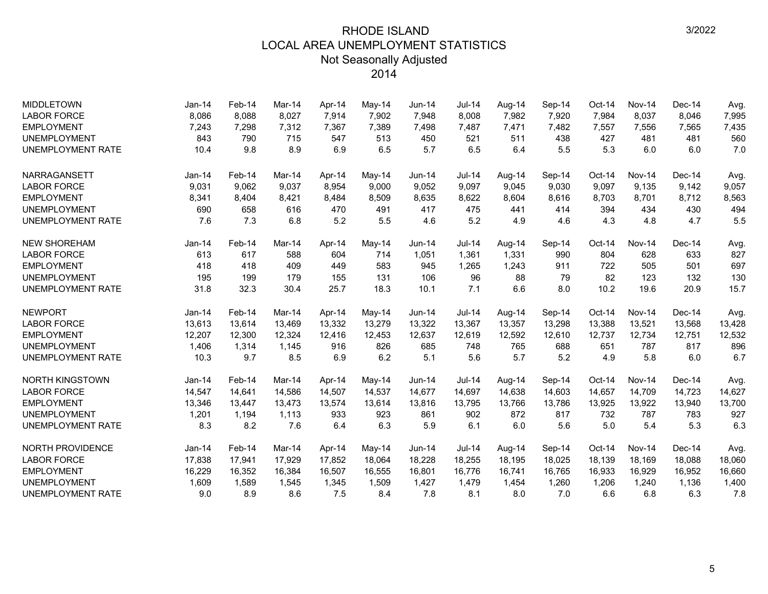# RHODE ISLAND
## LOCAL AREA UNEMPLOYMENT STATISTICS
### Not Seasonally Adjusted
### 2014

3/2022

| MIDDLETOWN | Jan-14 | Feb-14 | Mar-14 | Apr-14 | May-14 | Jun-14 | Jul-14 | Aug-14 | Sep-14 | Oct-14 | Nov-14 | Dec-14 | Avg. |
|---|---|---|---|---|---|---|---|---|---|---|---|---|---|
| LABOR FORCE | 8,086 | 8,088 | 8,027 | 7,914 | 7,902 | 7,948 | 8,008 | 7,982 | 7,920 | 7,984 | 8,037 | 8,046 | 7,995 |
| EMPLOYMENT | 7,243 | 7,298 | 7,312 | 7,367 | 7,389 | 7,498 | 7,487 | 7,471 | 7,482 | 7,557 | 7,556 | 7,565 | 7,435 |
| UNEMPLOYMENT | 843 | 790 | 715 | 547 | 513 | 450 | 521 | 511 | 438 | 427 | 481 | 481 | 560 |
| UNEMPLOYMENT RATE | 10.4 | 9.8 | 8.9 | 6.9 | 6.5 | 5.7 | 6.5 | 6.4 | 5.5 | 5.3 | 6.0 | 6.0 | 7.0 |

| NARRAGANSETT | Jan-14 | Feb-14 | Mar-14 | Apr-14 | May-14 | Jun-14 | Jul-14 | Aug-14 | Sep-14 | Oct-14 | Nov-14 | Dec-14 | Avg. |
|---|---|---|---|---|---|---|---|---|---|---|---|---|---|
| LABOR FORCE | 9,031 | 9,062 | 9,037 | 8,954 | 9,000 | 9,052 | 9,097 | 9,045 | 9,030 | 9,097 | 9,135 | 9,142 | 9,057 |
| EMPLOYMENT | 8,341 | 8,404 | 8,421 | 8,484 | 8,509 | 8,635 | 8,622 | 8,604 | 8,616 | 8,703 | 8,701 | 8,712 | 8,563 |
| UNEMPLOYMENT | 690 | 658 | 616 | 470 | 491 | 417 | 475 | 441 | 414 | 394 | 434 | 430 | 494 |
| UNEMPLOYMENT RATE | 7.6 | 7.3 | 6.8 | 5.2 | 5.5 | 4.6 | 5.2 | 4.9 | 4.6 | 4.3 | 4.8 | 4.7 | 5.5 |

| NEW SHOREHAM | Jan-14 | Feb-14 | Mar-14 | Apr-14 | May-14 | Jun-14 | Jul-14 | Aug-14 | Sep-14 | Oct-14 | Nov-14 | Dec-14 | Avg. |
|---|---|---|---|---|---|---|---|---|---|---|---|---|---|
| LABOR FORCE | 613 | 617 | 588 | 604 | 714 | 1,051 | 1,361 | 1,331 | 990 | 804 | 628 | 633 | 827 |
| EMPLOYMENT | 418 | 418 | 409 | 449 | 583 | 945 | 1,265 | 1,243 | 911 | 722 | 505 | 501 | 697 |
| UNEMPLOYMENT | 195 | 199 | 179 | 155 | 131 | 106 | 96 | 88 | 79 | 82 | 123 | 132 | 130 |
| UNEMPLOYMENT RATE | 31.8 | 32.3 | 30.4 | 25.7 | 18.3 | 10.1 | 7.1 | 6.6 | 8.0 | 10.2 | 19.6 | 20.9 | 15.7 |

| NEWPORT | Jan-14 | Feb-14 | Mar-14 | Apr-14 | May-14 | Jun-14 | Jul-14 | Aug-14 | Sep-14 | Oct-14 | Nov-14 | Dec-14 | Avg. |
|---|---|---|---|---|---|---|---|---|---|---|---|---|---|
| LABOR FORCE | 13,613 | 13,614 | 13,469 | 13,332 | 13,279 | 13,322 | 13,367 | 13,357 | 13,298 | 13,388 | 13,521 | 13,568 | 13,428 |
| EMPLOYMENT | 12,207 | 12,300 | 12,324 | 12,416 | 12,453 | 12,637 | 12,619 | 12,592 | 12,610 | 12,737 | 12,734 | 12,751 | 12,532 |
| UNEMPLOYMENT | 1,406 | 1,314 | 1,145 | 916 | 826 | 685 | 748 | 765 | 688 | 651 | 787 | 817 | 896 |
| UNEMPLOYMENT RATE | 10.3 | 9.7 | 8.5 | 6.9 | 6.2 | 5.1 | 5.6 | 5.7 | 5.2 | 4.9 | 5.8 | 6.0 | 6.7 |

| NORTH KINGSTOWN | Jan-14 | Feb-14 | Mar-14 | Apr-14 | May-14 | Jun-14 | Jul-14 | Aug-14 | Sep-14 | Oct-14 | Nov-14 | Dec-14 | Avg. |
|---|---|---|---|---|---|---|---|---|---|---|---|---|---|
| LABOR FORCE | 14,547 | 14,641 | 14,586 | 14,507 | 14,537 | 14,677 | 14,697 | 14,638 | 14,603 | 14,657 | 14,709 | 14,723 | 14,627 |
| EMPLOYMENT | 13,346 | 13,447 | 13,473 | 13,574 | 13,614 | 13,816 | 13,795 | 13,766 | 13,786 | 13,925 | 13,922 | 13,940 | 13,700 |
| UNEMPLOYMENT | 1,201 | 1,194 | 1,113 | 933 | 923 | 861 | 902 | 872 | 817 | 732 | 787 | 783 | 927 |
| UNEMPLOYMENT RATE | 8.3 | 8.2 | 7.6 | 6.4 | 6.3 | 5.9 | 6.1 | 6.0 | 5.6 | 5.0 | 5.4 | 5.3 | 6.3 |

| NORTH PROVIDENCE | Jan-14 | Feb-14 | Mar-14 | Apr-14 | May-14 | Jun-14 | Jul-14 | Aug-14 | Sep-14 | Oct-14 | Nov-14 | Dec-14 | Avg. |
|---|---|---|---|---|---|---|---|---|---|---|---|---|---|
| LABOR FORCE | 17,838 | 17,941 | 17,929 | 17,852 | 18,064 | 18,228 | 18,255 | 18,195 | 18,025 | 18,139 | 18,169 | 18,088 | 18,060 |
| EMPLOYMENT | 16,229 | 16,352 | 16,384 | 16,507 | 16,555 | 16,801 | 16,776 | 16,741 | 16,765 | 16,933 | 16,929 | 16,952 | 16,660 |
| UNEMPLOYMENT | 1,609 | 1,589 | 1,545 | 1,345 | 1,509 | 1,427 | 1,479 | 1,454 | 1,260 | 1,206 | 1,240 | 1,136 | 1,400 |
| UNEMPLOYMENT RATE | 9.0 | 8.9 | 8.6 | 7.5 | 8.4 | 7.8 | 8.1 | 8.0 | 7.0 | 6.6 | 6.8 | 6.3 | 7.8 |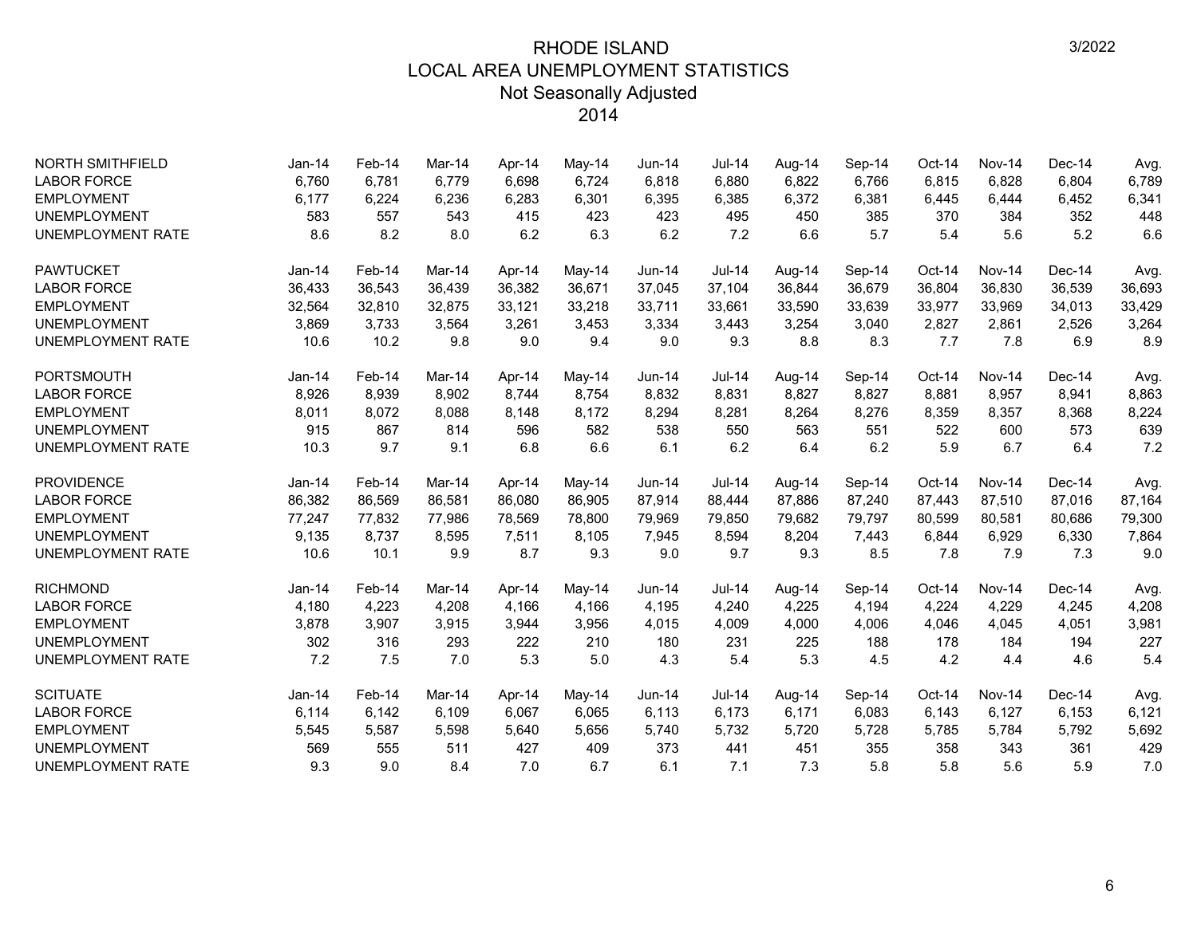# RHODE ISLAND
## LOCAL AREA UNEMPLOYMENT STATISTICS
### Not Seasonally Adjusted
### 2014

3/2022

| NORTH SMITHFIELD | Jan-14 | Feb-14 | Mar-14 | Apr-14 | May-14 | Jun-14 | Jul-14 | Aug-14 | Sep-14 | Oct-14 | Nov-14 | Dec-14 | Avg. |
|---|---|---|---|---|---|---|---|---|---|---|---|---|---|
| LABOR FORCE | 6,760 | 6,781 | 6,779 | 6,698 | 6,724 | 6,818 | 6,880 | 6,822 | 6,766 | 6,815 | 6,828 | 6,804 | 6,789 |
| EMPLOYMENT | 6,177 | 6,224 | 6,236 | 6,283 | 6,301 | 6,395 | 6,385 | 6,372 | 6,381 | 6,445 | 6,444 | 6,452 | 6,341 |
| UNEMPLOYMENT | 583 | 557 | 543 | 415 | 423 | 423 | 495 | 450 | 385 | 370 | 384 | 352 | 448 |
| UNEMPLOYMENT RATE | 8.6 | 8.2 | 8.0 | 6.2 | 6.3 | 6.2 | 7.2 | 6.6 | 5.7 | 5.4 | 5.6 | 5.2 | 6.6 |

| PAWTUCKET | Jan-14 | Feb-14 | Mar-14 | Apr-14 | May-14 | Jun-14 | Jul-14 | Aug-14 | Sep-14 | Oct-14 | Nov-14 | Dec-14 | Avg. |
|---|---|---|---|---|---|---|---|---|---|---|---|---|---|
| LABOR FORCE | 36,433 | 36,543 | 36,439 | 36,382 | 36,671 | 37,045 | 37,104 | 36,844 | 36,679 | 36,804 | 36,830 | 36,539 | 36,693 |
| EMPLOYMENT | 32,564 | 32,810 | 32,875 | 33,121 | 33,218 | 33,711 | 33,661 | 33,590 | 33,639 | 33,977 | 33,969 | 34,013 | 33,429 |
| UNEMPLOYMENT | 3,869 | 3,733 | 3,564 | 3,261 | 3,453 | 3,334 | 3,443 | 3,254 | 3,040 | 2,827 | 2,861 | 2,526 | 3,264 |
| UNEMPLOYMENT RATE | 10.6 | 10.2 | 9.8 | 9.0 | 9.4 | 9.0 | 9.3 | 8.8 | 8.3 | 7.7 | 7.8 | 6.9 | 8.9 |

| PORTSMOUTH | Jan-14 | Feb-14 | Mar-14 | Apr-14 | May-14 | Jun-14 | Jul-14 | Aug-14 | Sep-14 | Oct-14 | Nov-14 | Dec-14 | Avg. |
|---|---|---|---|---|---|---|---|---|---|---|---|---|---|
| LABOR FORCE | 8,926 | 8,939 | 8,902 | 8,744 | 8,754 | 8,832 | 8,831 | 8,827 | 8,827 | 8,881 | 8,957 | 8,941 | 8,863 |
| EMPLOYMENT | 8,011 | 8,072 | 8,088 | 8,148 | 8,172 | 8,294 | 8,281 | 8,264 | 8,276 | 8,359 | 8,357 | 8,368 | 8,224 |
| UNEMPLOYMENT | 915 | 867 | 814 | 596 | 582 | 538 | 550 | 563 | 551 | 522 | 600 | 573 | 639 |
| UNEMPLOYMENT RATE | 10.3 | 9.7 | 9.1 | 6.8 | 6.6 | 6.1 | 6.2 | 6.4 | 6.2 | 5.9 | 6.7 | 6.4 | 7.2 |

| PROVIDENCE | Jan-14 | Feb-14 | Mar-14 | Apr-14 | May-14 | Jun-14 | Jul-14 | Aug-14 | Sep-14 | Oct-14 | Nov-14 | Dec-14 | Avg. |
|---|---|---|---|---|---|---|---|---|---|---|---|---|---|
| LABOR FORCE | 86,382 | 86,569 | 86,581 | 86,080 | 86,905 | 87,914 | 88,444 | 87,886 | 87,240 | 87,443 | 87,510 | 87,016 | 87,164 |
| EMPLOYMENT | 77,247 | 77,832 | 77,986 | 78,569 | 78,800 | 79,969 | 79,850 | 79,682 | 79,797 | 80,599 | 80,581 | 80,686 | 79,300 |
| UNEMPLOYMENT | 9,135 | 8,737 | 8,595 | 7,511 | 8,105 | 7,945 | 8,594 | 8,204 | 7,443 | 6,844 | 6,929 | 6,330 | 7,864 |
| UNEMPLOYMENT RATE | 10.6 | 10.1 | 9.9 | 8.7 | 9.3 | 9.0 | 9.7 | 9.3 | 8.5 | 7.8 | 7.9 | 7.3 | 9.0 |

| RICHMOND | Jan-14 | Feb-14 | Mar-14 | Apr-14 | May-14 | Jun-14 | Jul-14 | Aug-14 | Sep-14 | Oct-14 | Nov-14 | Dec-14 | Avg. |
|---|---|---|---|---|---|---|---|---|---|---|---|---|---|
| LABOR FORCE | 4,180 | 4,223 | 4,208 | 4,166 | 4,166 | 4,195 | 4,240 | 4,225 | 4,194 | 4,224 | 4,229 | 4,245 | 4,208 |
| EMPLOYMENT | 3,878 | 3,907 | 3,915 | 3,944 | 3,956 | 4,015 | 4,009 | 4,000 | 4,006 | 4,046 | 4,045 | 4,051 | 3,981 |
| UNEMPLOYMENT | 302 | 316 | 293 | 222 | 210 | 180 | 231 | 225 | 188 | 178 | 184 | 194 | 227 |
| UNEMPLOYMENT RATE | 7.2 | 7.5 | 7.0 | 5.3 | 5.0 | 4.3 | 5.4 | 5.3 | 4.5 | 4.2 | 4.4 | 4.6 | 5.4 |

| SCITUATE | Jan-14 | Feb-14 | Mar-14 | Apr-14 | May-14 | Jun-14 | Jul-14 | Aug-14 | Sep-14 | Oct-14 | Nov-14 | Dec-14 | Avg. |
|---|---|---|---|---|---|---|---|---|---|---|---|---|---|
| LABOR FORCE | 6,114 | 6,142 | 6,109 | 6,067 | 6,065 | 6,113 | 6,173 | 6,171 | 6,083 | 6,143 | 6,127 | 6,153 | 6,121 |
| EMPLOYMENT | 5,545 | 5,587 | 5,598 | 5,640 | 5,656 | 5,740 | 5,732 | 5,720 | 5,728 | 5,785 | 5,784 | 5,792 | 5,692 |
| UNEMPLOYMENT | 569 | 555 | 511 | 427 | 409 | 373 | 441 | 451 | 355 | 358 | 343 | 361 | 429 |
| UNEMPLOYMENT RATE | 9.3 | 9.0 | 8.4 | 7.0 | 6.7 | 6.1 | 7.1 | 7.3 | 5.8 | 5.8 | 5.6 | 5.9 | 7.0 |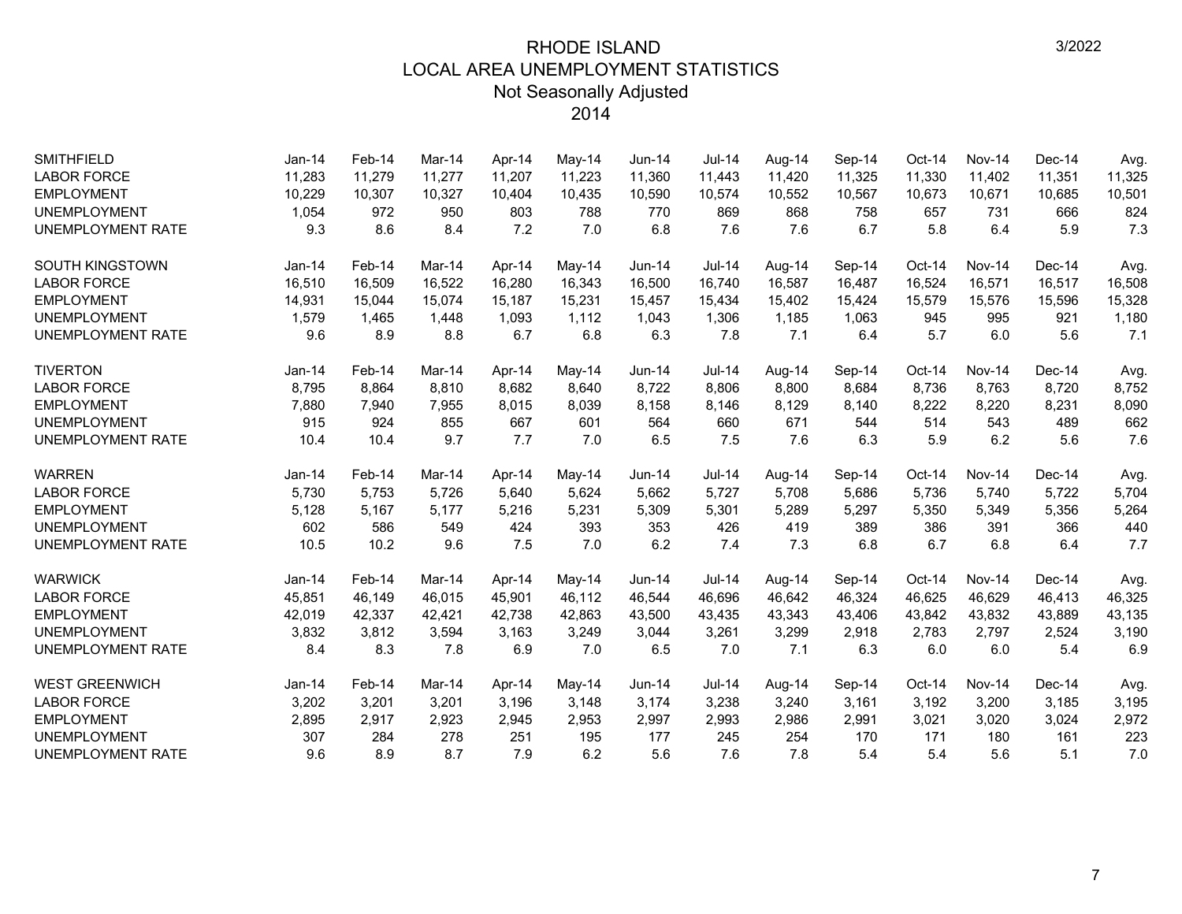# RHODE ISLAND
## LOCAL AREA UNEMPLOYMENT STATISTICS
### Not Seasonally Adjusted
### 2014

3/2022

| SMITHFIELD | Jan-14 | Feb-14 | Mar-14 | Apr-14 | May-14 | Jun-14 | Jul-14 | Aug-14 | Sep-14 | Oct-14 | Nov-14 | Dec-14 | Avg. |
|---|---|---|---|---|---|---|---|---|---|---|---|---|---|
| LABOR FORCE | 11,283 | 11,279 | 11,277 | 11,207 | 11,223 | 11,360 | 11,443 | 11,420 | 11,325 | 11,330 | 11,402 | 11,351 | 11,325 |
| EMPLOYMENT | 10,229 | 10,307 | 10,327 | 10,404 | 10,435 | 10,590 | 10,574 | 10,552 | 10,567 | 10,673 | 10,671 | 10,685 | 10,501 |
| UNEMPLOYMENT | 1,054 | 972 | 950 | 803 | 788 | 770 | 869 | 868 | 758 | 657 | 731 | 666 | 824 |
| UNEMPLOYMENT RATE | 9.3 | 8.6 | 8.4 | 7.2 | 7.0 | 6.8 | 7.6 | 7.6 | 6.7 | 5.8 | 6.4 | 5.9 | 7.3 |

| SOUTH KINGSTOWN | Jan-14 | Feb-14 | Mar-14 | Apr-14 | May-14 | Jun-14 | Jul-14 | Aug-14 | Sep-14 | Oct-14 | Nov-14 | Dec-14 | Avg. |
|---|---|---|---|---|---|---|---|---|---|---|---|---|---|
| LABOR FORCE | 16,510 | 16,509 | 16,522 | 16,280 | 16,343 | 16,500 | 16,740 | 16,587 | 16,487 | 16,524 | 16,571 | 16,517 | 16,508 |
| EMPLOYMENT | 14,931 | 15,044 | 15,074 | 15,187 | 15,231 | 15,457 | 15,434 | 15,402 | 15,424 | 15,579 | 15,576 | 15,596 | 15,328 |
| UNEMPLOYMENT | 1,579 | 1,465 | 1,448 | 1,093 | 1,112 | 1,043 | 1,306 | 1,185 | 1,063 | 945 | 995 | 921 | 1,180 |
| UNEMPLOYMENT RATE | 9.6 | 8.9 | 8.8 | 6.7 | 6.8 | 6.3 | 7.8 | 7.1 | 6.4 | 5.7 | 6.0 | 5.6 | 7.1 |

| TIVERTON | Jan-14 | Feb-14 | Mar-14 | Apr-14 | May-14 | Jun-14 | Jul-14 | Aug-14 | Sep-14 | Oct-14 | Nov-14 | Dec-14 | Avg. |
|---|---|---|---|---|---|---|---|---|---|---|---|---|---|
| LABOR FORCE | 8,795 | 8,864 | 8,810 | 8,682 | 8,640 | 8,722 | 8,806 | 8,800 | 8,684 | 8,736 | 8,763 | 8,720 | 8,752 |
| EMPLOYMENT | 7,880 | 7,940 | 7,955 | 8,015 | 8,039 | 8,158 | 8,146 | 8,129 | 8,140 | 8,222 | 8,220 | 8,231 | 8,090 |
| UNEMPLOYMENT | 915 | 924 | 855 | 667 | 601 | 564 | 660 | 671 | 544 | 514 | 543 | 489 | 662 |
| UNEMPLOYMENT RATE | 10.4 | 10.4 | 9.7 | 7.7 | 7.0 | 6.5 | 7.5 | 7.6 | 6.3 | 5.9 | 6.2 | 5.6 | 7.6 |

| WARREN | Jan-14 | Feb-14 | Mar-14 | Apr-14 | May-14 | Jun-14 | Jul-14 | Aug-14 | Sep-14 | Oct-14 | Nov-14 | Dec-14 | Avg. |
|---|---|---|---|---|---|---|---|---|---|---|---|---|---|
| LABOR FORCE | 5,730 | 5,753 | 5,726 | 5,640 | 5,624 | 5,662 | 5,727 | 5,708 | 5,686 | 5,736 | 5,740 | 5,722 | 5,704 |
| EMPLOYMENT | 5,128 | 5,167 | 5,177 | 5,216 | 5,231 | 5,309 | 5,301 | 5,289 | 5,297 | 5,350 | 5,349 | 5,356 | 5,264 |
| UNEMPLOYMENT | 602 | 586 | 549 | 424 | 393 | 353 | 426 | 419 | 389 | 386 | 391 | 366 | 440 |
| UNEMPLOYMENT RATE | 10.5 | 10.2 | 9.6 | 7.5 | 7.0 | 6.2 | 7.4 | 7.3 | 6.8 | 6.7 | 6.8 | 6.4 | 7.7 |

| WARWICK | Jan-14 | Feb-14 | Mar-14 | Apr-14 | May-14 | Jun-14 | Jul-14 | Aug-14 | Sep-14 | Oct-14 | Nov-14 | Dec-14 | Avg. |
|---|---|---|---|---|---|---|---|---|---|---|---|---|---|
| LABOR FORCE | 45,851 | 46,149 | 46,015 | 45,901 | 46,112 | 46,544 | 46,696 | 46,642 | 46,324 | 46,625 | 46,629 | 46,413 | 46,325 |
| EMPLOYMENT | 42,019 | 42,337 | 42,421 | 42,738 | 42,863 | 43,500 | 43,435 | 43,343 | 43,406 | 43,842 | 43,832 | 43,889 | 43,135 |
| UNEMPLOYMENT | 3,832 | 3,812 | 3,594 | 3,163 | 3,249 | 3,044 | 3,261 | 3,299 | 2,918 | 2,783 | 2,797 | 2,524 | 3,190 |
| UNEMPLOYMENT RATE | 8.4 | 8.3 | 7.8 | 6.9 | 7.0 | 6.5 | 7.0 | 7.1 | 6.3 | 6.0 | 6.0 | 5.4 | 6.9 |

| WEST GREENWICH | Jan-14 | Feb-14 | Mar-14 | Apr-14 | May-14 | Jun-14 | Jul-14 | Aug-14 | Sep-14 | Oct-14 | Nov-14 | Dec-14 | Avg. |
|---|---|---|---|---|---|---|---|---|---|---|---|---|---|
| LABOR FORCE | 3,202 | 3,201 | 3,201 | 3,196 | 3,148 | 3,174 | 3,238 | 3,240 | 3,161 | 3,192 | 3,200 | 3,185 | 3,195 |
| EMPLOYMENT | 2,895 | 2,917 | 2,923 | 2,945 | 2,953 | 2,997 | 2,993 | 2,986 | 2,991 | 3,021 | 3,020 | 3,024 | 2,972 |
| UNEMPLOYMENT | 307 | 284 | 278 | 251 | 195 | 177 | 245 | 254 | 170 | 171 | 180 | 161 | 223 |
| UNEMPLOYMENT RATE | 9.6 | 8.9 | 8.7 | 7.9 | 6.2 | 5.6 | 7.6 | 7.8 | 5.4 | 5.4 | 5.6 | 5.1 | 7.0 |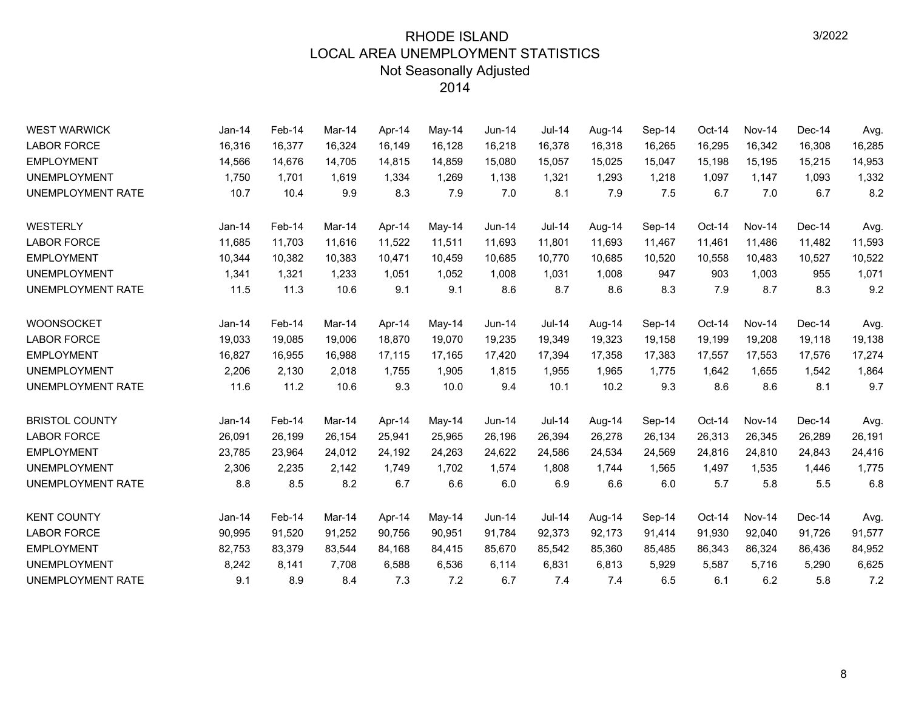# RHODE ISLAND
## LOCAL AREA UNEMPLOYMENT STATISTICS
### Not Seasonally Adjusted
### 2014

3/2022

| WEST WARWICK | Jan-14 | Feb-14 | Mar-14 | Apr-14 | May-14 | Jun-14 | Jul-14 | Aug-14 | Sep-14 | Oct-14 | Nov-14 | Dec-14 | Avg. |
|---|---|---|---|---|---|---|---|---|---|---|---|---|---|
| LABOR FORCE | 16,316 | 16,377 | 16,324 | 16,149 | 16,128 | 16,218 | 16,378 | 16,318 | 16,265 | 16,295 | 16,342 | 16,308 | 16,285 |
| EMPLOYMENT | 14,566 | 14,676 | 14,705 | 14,815 | 14,859 | 15,080 | 15,057 | 15,025 | 15,047 | 15,198 | 15,195 | 15,215 | 14,953 |
| UNEMPLOYMENT | 1,750 | 1,701 | 1,619 | 1,334 | 1,269 | 1,138 | 1,321 | 1,293 | 1,218 | 1,097 | 1,147 | 1,093 | 1,332 |
| UNEMPLOYMENT RATE | 10.7 | 10.4 | 9.9 | 8.3 | 7.9 | 7.0 | 8.1 | 7.9 | 7.5 | 6.7 | 7.0 | 6.7 | 8.2 |

| WESTERLY | Jan-14 | Feb-14 | Mar-14 | Apr-14 | May-14 | Jun-14 | Jul-14 | Aug-14 | Sep-14 | Oct-14 | Nov-14 | Dec-14 | Avg. |
|---|---|---|---|---|---|---|---|---|---|---|---|---|---|
| LABOR FORCE | 11,685 | 11,703 | 11,616 | 11,522 | 11,511 | 11,693 | 11,801 | 11,693 | 11,467 | 11,461 | 11,486 | 11,482 | 11,593 |
| EMPLOYMENT | 10,344 | 10,382 | 10,383 | 10,471 | 10,459 | 10,685 | 10,770 | 10,685 | 10,520 | 10,558 | 10,483 | 10,527 | 10,522 |
| UNEMPLOYMENT | 1,341 | 1,321 | 1,233 | 1,051 | 1,052 | 1,008 | 1,031 | 1,008 | 947 | 903 | 1,003 | 955 | 1,071 |
| UNEMPLOYMENT RATE | 11.5 | 11.3 | 10.6 | 9.1 | 9.1 | 8.6 | 8.7 | 8.6 | 8.3 | 7.9 | 8.7 | 8.3 | 9.2 |

| WOONSOCKET | Jan-14 | Feb-14 | Mar-14 | Apr-14 | May-14 | Jun-14 | Jul-14 | Aug-14 | Sep-14 | Oct-14 | Nov-14 | Dec-14 | Avg. |
|---|---|---|---|---|---|---|---|---|---|---|---|---|---|
| LABOR FORCE | 19,033 | 19,085 | 19,006 | 18,870 | 19,070 | 19,235 | 19,349 | 19,323 | 19,158 | 19,199 | 19,208 | 19,118 | 19,138 |
| EMPLOYMENT | 16,827 | 16,955 | 16,988 | 17,115 | 17,165 | 17,420 | 17,394 | 17,358 | 17,383 | 17,557 | 17,553 | 17,576 | 17,274 |
| UNEMPLOYMENT | 2,206 | 2,130 | 2,018 | 1,755 | 1,905 | 1,815 | 1,955 | 1,965 | 1,775 | 1,642 | 1,655 | 1,542 | 1,864 |
| UNEMPLOYMENT RATE | 11.6 | 11.2 | 10.6 | 9.3 | 10.0 | 9.4 | 10.1 | 10.2 | 9.3 | 8.6 | 8.6 | 8.1 | 9.7 |

| BRISTOL COUNTY | Jan-14 | Feb-14 | Mar-14 | Apr-14 | May-14 | Jun-14 | Jul-14 | Aug-14 | Sep-14 | Oct-14 | Nov-14 | Dec-14 | Avg. |
|---|---|---|---|---|---|---|---|---|---|---|---|---|---|
| LABOR FORCE | 26,091 | 26,199 | 26,154 | 25,941 | 25,965 | 26,196 | 26,394 | 26,278 | 26,134 | 26,313 | 26,345 | 26,289 | 26,191 |
| EMPLOYMENT | 23,785 | 23,964 | 24,012 | 24,192 | 24,263 | 24,622 | 24,586 | 24,534 | 24,569 | 24,816 | 24,810 | 24,843 | 24,416 |
| UNEMPLOYMENT | 2,306 | 2,235 | 2,142 | 1,749 | 1,702 | 1,574 | 1,808 | 1,744 | 1,565 | 1,497 | 1,535 | 1,446 | 1,775 |
| UNEMPLOYMENT RATE | 8.8 | 8.5 | 8.2 | 6.7 | 6.6 | 6.0 | 6.9 | 6.6 | 6.0 | 5.7 | 5.8 | 5.5 | 6.8 |

| KENT COUNTY | Jan-14 | Feb-14 | Mar-14 | Apr-14 | May-14 | Jun-14 | Jul-14 | Aug-14 | Sep-14 | Oct-14 | Nov-14 | Dec-14 | Avg. |
|---|---|---|---|---|---|---|---|---|---|---|---|---|---|
| LABOR FORCE | 90,995 | 91,520 | 91,252 | 90,756 | 90,951 | 91,784 | 92,373 | 92,173 | 91,414 | 91,930 | 92,040 | 91,726 | 91,577 |
| EMPLOYMENT | 82,753 | 83,379 | 83,544 | 84,168 | 84,415 | 85,670 | 85,542 | 85,360 | 85,485 | 86,343 | 86,324 | 86,436 | 84,952 |
| UNEMPLOYMENT | 8,242 | 8,141 | 7,708 | 6,588 | 6,536 | 6,114 | 6,831 | 6,813 | 5,929 | 5,587 | 5,716 | 5,290 | 6,625 |
| UNEMPLOYMENT RATE | 9.1 | 8.9 | 8.4 | 7.3 | 7.2 | 6.7 | 7.4 | 7.4 | 6.5 | 6.1 | 6.2 | 5.8 | 7.2 |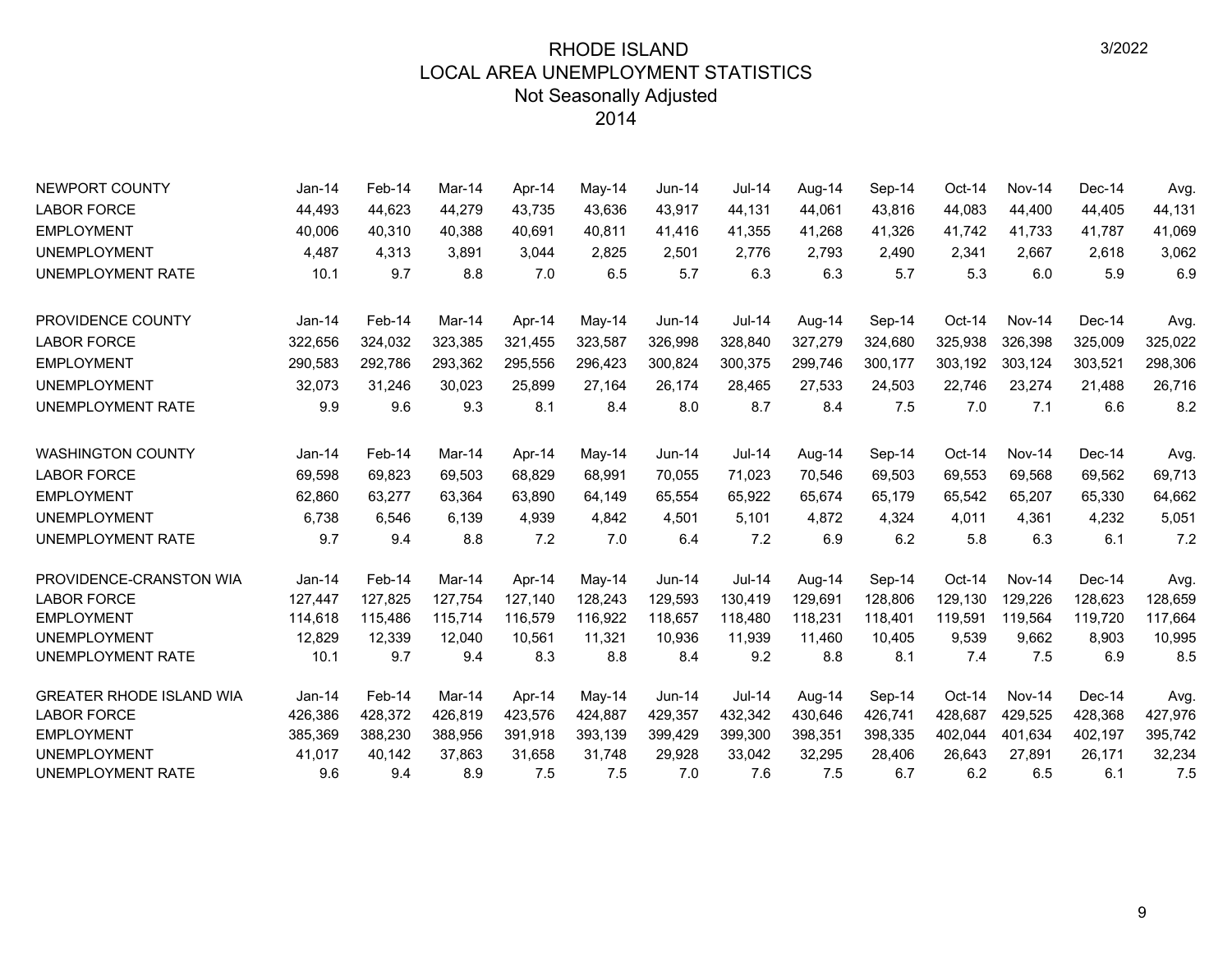# RHODE ISLAND
## LOCAL AREA UNEMPLOYMENT STATISTICS
### Not Seasonally Adjusted
### 2014

3/2022

| NEWPORT COUNTY | Jan-14 | Feb-14 | Mar-14 | Apr-14 | May-14 | Jun-14 | Jul-14 | Aug-14 | Sep-14 | Oct-14 | Nov-14 | Dec-14 | Avg. |
|---|---|---|---|---|---|---|---|---|---|---|---|---|---|
| LABOR FORCE | 44,493 | 44,623 | 44,279 | 43,735 | 43,636 | 43,917 | 44,131 | 44,061 | 43,816 | 44,083 | 44,400 | 44,405 | 44,131 |
| EMPLOYMENT | 40,006 | 40,310 | 40,388 | 40,691 | 40,811 | 41,416 | 41,355 | 41,268 | 41,326 | 41,742 | 41,733 | 41,787 | 41,069 |
| UNEMPLOYMENT | 4,487 | 4,313 | 3,891 | 3,044 | 2,825 | 2,501 | 2,776 | 2,793 | 2,490 | 2,341 | 2,667 | 2,618 | 3,062 |
| UNEMPLOYMENT RATE | 10.1 | 9.7 | 8.8 | 7.0 | 6.5 | 5.7 | 6.3 | 6.3 | 5.7 | 5.3 | 6.0 | 5.9 | 6.9 |

| PROVIDENCE COUNTY | Jan-14 | Feb-14 | Mar-14 | Apr-14 | May-14 | Jun-14 | Jul-14 | Aug-14 | Sep-14 | Oct-14 | Nov-14 | Dec-14 | Avg. |
|---|---|---|---|---|---|---|---|---|---|---|---|---|---|
| LABOR FORCE | 322,656 | 324,032 | 323,385 | 321,455 | 323,587 | 326,998 | 328,840 | 327,279 | 324,680 | 325,938 | 326,398 | 325,009 | 325,022 |
| EMPLOYMENT | 290,583 | 292,786 | 293,362 | 295,556 | 296,423 | 300,824 | 300,375 | 299,746 | 300,177 | 303,192 | 303,124 | 303,521 | 298,306 |
| UNEMPLOYMENT | 32,073 | 31,246 | 30,023 | 25,899 | 27,164 | 26,174 | 28,465 | 27,533 | 24,503 | 22,746 | 23,274 | 21,488 | 26,716 |
| UNEMPLOYMENT RATE | 9.9 | 9.6 | 9.3 | 8.1 | 8.4 | 8.0 | 8.7 | 8.4 | 7.5 | 7.0 | 7.1 | 6.6 | 8.2 |

| WASHINGTON COUNTY | Jan-14 | Feb-14 | Mar-14 | Apr-14 | May-14 | Jun-14 | Jul-14 | Aug-14 | Sep-14 | Oct-14 | Nov-14 | Dec-14 | Avg. |
|---|---|---|---|---|---|---|---|---|---|---|---|---|---|
| LABOR FORCE | 69,598 | 69,823 | 69,503 | 68,829 | 68,991 | 70,055 | 71,023 | 70,546 | 69,503 | 69,553 | 69,568 | 69,562 | 69,713 |
| EMPLOYMENT | 62,860 | 63,277 | 63,364 | 63,890 | 64,149 | 65,554 | 65,922 | 65,674 | 65,179 | 65,542 | 65,207 | 65,330 | 64,662 |
| UNEMPLOYMENT | 6,738 | 6,546 | 6,139 | 4,939 | 4,842 | 4,501 | 5,101 | 4,872 | 4,324 | 4,011 | 4,361 | 4,232 | 5,051 |
| UNEMPLOYMENT RATE | 9.7 | 9.4 | 8.8 | 7.2 | 7.0 | 6.4 | 7.2 | 6.9 | 6.2 | 5.8 | 6.3 | 6.1 | 7.2 |

| PROVIDENCE-CRANSTON WIA | Jan-14 | Feb-14 | Mar-14 | Apr-14 | May-14 | Jun-14 | Jul-14 | Aug-14 | Sep-14 | Oct-14 | Nov-14 | Dec-14 | Avg. |
|---|---|---|---|---|---|---|---|---|---|---|---|---|---|
| LABOR FORCE | 127,447 | 127,825 | 127,754 | 127,140 | 128,243 | 129,593 | 130,419 | 129,691 | 128,806 | 129,130 | 129,226 | 128,623 | 128,659 |
| EMPLOYMENT | 114,618 | 115,486 | 115,714 | 116,579 | 116,922 | 118,657 | 118,480 | 118,231 | 118,401 | 119,591 | 119,564 | 119,720 | 117,664 |
| UNEMPLOYMENT | 12,829 | 12,339 | 12,040 | 10,561 | 11,321 | 10,936 | 11,939 | 11,460 | 10,405 | 9,539 | 9,662 | 8,903 | 10,995 |
| UNEMPLOYMENT RATE | 10.1 | 9.7 | 9.4 | 8.3 | 8.8 | 8.4 | 9.2 | 8.8 | 8.1 | 7.4 | 7.5 | 6.9 | 8.5 |

| GREATER RHODE ISLAND WIA | Jan-14 | Feb-14 | Mar-14 | Apr-14 | May-14 | Jun-14 | Jul-14 | Aug-14 | Sep-14 | Oct-14 | Nov-14 | Dec-14 | Avg. |
|---|---|---|---|---|---|---|---|---|---|---|---|---|---|
| LABOR FORCE | 426,386 | 428,372 | 426,819 | 423,576 | 424,887 | 429,357 | 432,342 | 430,646 | 426,741 | 428,687 | 429,525 | 428,368 | 427,976 |
| EMPLOYMENT | 385,369 | 388,230 | 388,956 | 391,918 | 393,139 | 399,429 | 399,300 | 398,351 | 398,335 | 402,044 | 401,634 | 402,197 | 395,742 |
| UNEMPLOYMENT | 41,017 | 40,142 | 37,863 | 31,658 | 31,748 | 29,928 | 33,042 | 32,295 | 28,406 | 26,643 | 27,891 | 26,171 | 32,234 |
| UNEMPLOYMENT RATE | 9.6 | 9.4 | 8.9 | 7.5 | 7.5 | 7.0 | 7.6 | 7.5 | 6.7 | 6.2 | 6.5 | 6.1 | 7.5 |